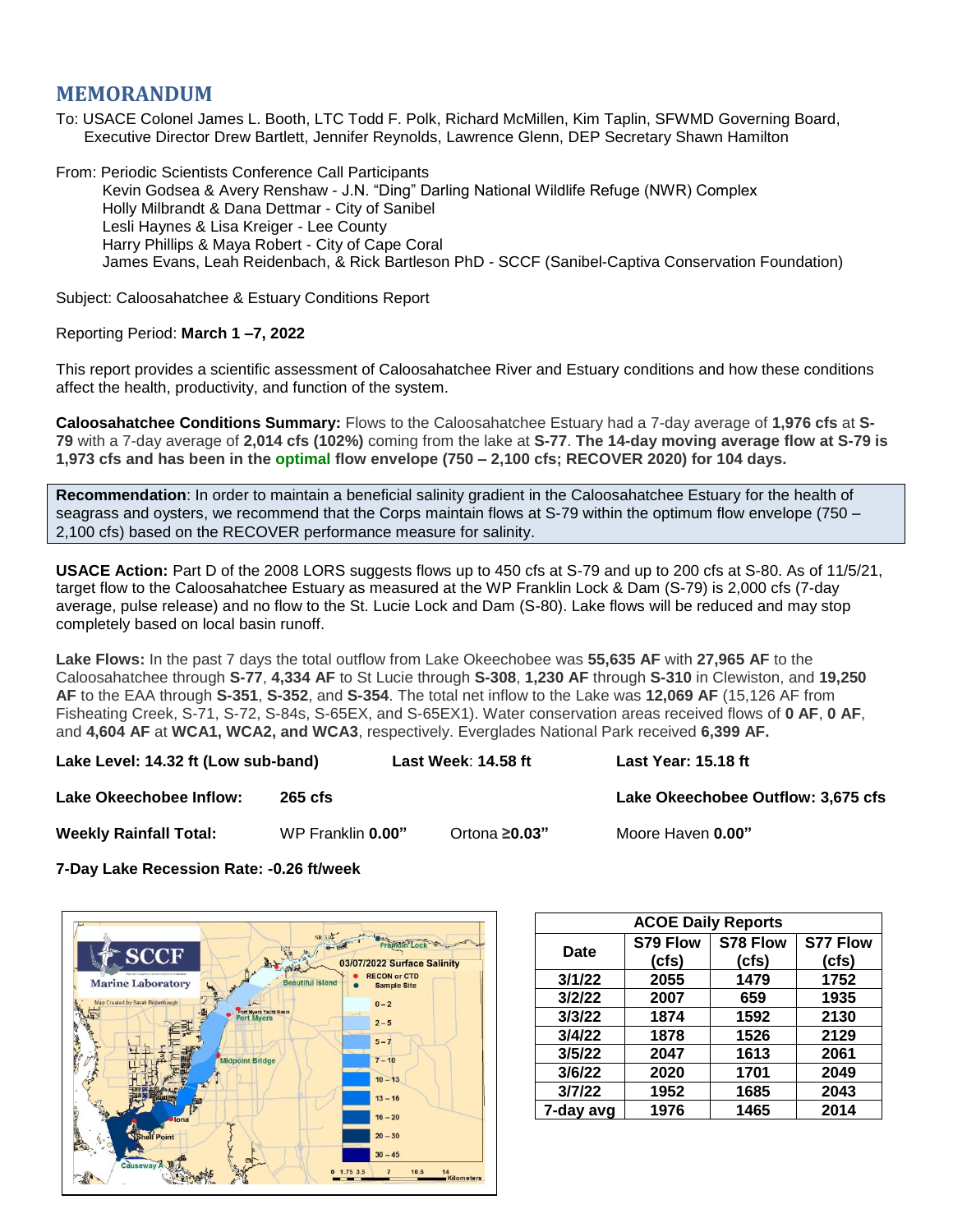# MEMORANDUM

To: USACE Colonel James L. Booth, LTC Todd F. Polk, Richard McMillen, Kim Taplin, SFWMD Governing Board, Executive Director Drew Bartlett, Jennifer Reynolds, Lawrence Glenn, DEP Secretary Shawn Hamilton

From: Periodic Scientists Conference Call Participants
Kevin Godsea & Avery Renshaw - J.N. "Ding" Darling National Wildlife Refuge (NWR) Complex
Holly Milbrandt & Dana Dettmar - City of Sanibel
Lesli Haynes & Lisa Kreiger - Lee County
Harry Phillips & Maya Robert - City of Cape Coral
James Evans, Leah Reidenbach, & Rick Bartleson PhD - SCCF (Sanibel-Captiva Conservation Foundation)

Subject: Caloosahatchee & Estuary Conditions Report

Reporting Period: **March 1 –7, 2022**

This report provides a scientific assessment of Caloosahatchee River and Estuary conditions and how these conditions affect the health, productivity, and function of the system.

**Caloosahatchee Conditions Summary:** Flows to the Caloosahatchee Estuary had a 7-day average of **1,976 cfs** at **S-79** with a 7-day average of **2,014 cfs (102%)** coming from the lake at **S-77**. **The 14-day moving average flow at S-79 is 1,973 cfs and has been in the optimal flow envelope (750 – 2,100 cfs; RECOVER 2020) for 104 days.**

**Recommendation**: In order to maintain a beneficial salinity gradient in the Caloosahatchee Estuary for the health of seagrass and oysters, we recommend that the Corps maintain flows at S-79 within the optimum flow envelope (750 – 2,100 cfs) based on the RECOVER performance measure for salinity.

**USACE Action:** Part D of the 2008 LORS suggests flows up to 450 cfs at S-79 and up to 200 cfs at S-80. As of 11/5/21, target flow to the Caloosahatchee Estuary as measured at the WP Franklin Lock & Dam (S-79) is 2,000 cfs (7-day average, pulse release) and no flow to the St. Lucie Lock and Dam (S-80). Lake flows will be reduced and may stop completely based on local basin runoff.

**Lake Flows:** In the past 7 days the total outflow from Lake Okeechobee was **55,635 AF** with **27,965 AF** to the Caloosahatchee through **S-77**, **4,334 AF** to St Lucie through **S-308**, **1,230 AF** through **S-310** in Clewiston, and **19,250 AF** to the EAA through **S-351**, **S-352**, and **S-354**. The total net inflow to the Lake was **12,069 AF** (15,126 AF from Fisheating Creek, S-71, S-72, S-84s, S-65EX, and S-65EX1). Water conservation areas received flows of **0 AF**, **0 AF**, and **4,604 AF** at **WCA1, WCA2, and WCA3**, respectively. Everglades National Park received **6,399 AF.**

**Lake Level: 14.32 ft (Low sub-band)** **Last Week**: **14.58 ft** **Last Year: 15.18 ft**

**Lake Okeechobee Inflow:** **265 cfs** **Lake Okeechobee Outflow: 3,675 cfs**

**Weekly Rainfall Total:** WP Franklin **0.00"** Ortona **≥0.03"** Moore Haven **0.00"**

**7-Day Lake Recession Rate: -0.26 ft/week**

| ACOE Daily Reports | | | |
|---|---|---|---|
| Date | S79 Flow (cfs) | S78 Flow (cfs) | S77 Flow (cfs) |
| 3/1/22 | 2055 | 1479 | 1752 |
| 3/2/22 | 2007 | 659 | 1935 |
| 3/3/22 | 1874 | 1592 | 2130 |
| 3/4/22 | 1878 | 1526 | 2129 |
| 3/5/22 | 2047 | 1613 | 2061 |
| 3/6/22 | 2020 | 1701 | 2049 |
| 3/7/22 | 1952 | 1685 | 2043 |
| 7-day avg | 1976 | 1465 | 2014 |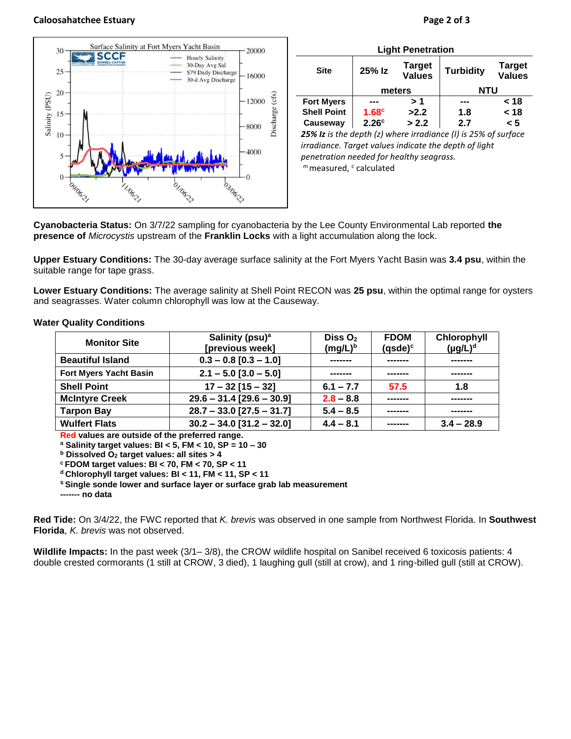### Light Penetration

| Site | 25% Iz | Target Values | Turbidity | Target Values |
|---|---|---|---|---|
| | meters | | NTU | |
| Fort Myers | --- | > 1 | --- | < 18 |
| Shell Point | 1.68[c] | >2.2 | 1.8 | < 18 |
| Causeway | 2.26[c] | > 2.2 | 2.7 | < 5 |

*25% Iz is the depth (z) where irradiance (I) is 25% of surface irradiance. Target values indicate the depth of light penetration needed for healthy seagrass.*

[m] measured, [c] calculated

**Cyanobacteria Status:** On 3/7/22 sampling for cyanobacteria by the Lee County Environmental Lab reported **the presence of** *Microcystis* upstream of the **Franklin Locks** with a light accumulation along the lock.

**Upper Estuary Conditions:** The 30-day average surface salinity at the Fort Myers Yacht Basin was **3.4 psu**, within the suitable range for tape grass.

**Lower Estuary Conditions:** The average salinity at Shell Point RECON was **25 psu**, within the optimal range for oysters and seagrasses. Water column chlorophyll was low at the Causeway.

**Water Quality Conditions**

| Monitor Site | Salinity (psu)[a] [previous week] | Diss $O_2$ (mg/L)[b] | FDOM (qsde)[c] | Chlorophyll (µg/L)[d] |
|---|---|---|---|---|
| **Beautiful Island** | 0.3 – 0.8 [0.3 – 1.0] | ------- | ------- | ------- |
| **Fort Myers Yacht Basin** | 2.1 – 5.0 [3.0 – 5.0] | ------- | ------- | ------- |
| **Shell Point** | 17 – 32 [15 – 32] | 6.1 – 7.7 | 57.5 | 1.8 |
| **McIntyre Creek** | 29.6 – 31.4 [29.6 – 30.9] | 2.8 – 8.8 | ------- | ------- |
| **Tarpon Bay** | 28.7 – 33.0 [27.5 – 31.7] | 5.4 – 8.5 | ------- | ------- |
| **Wulfert Flats** | 30.2 – 34.0 [31.2 – 32.0] | 4.4 – 8.1 | ------- | 3.4 – 28.9 |

**Red values are outside of the preferred range.**
**[a] Salinity target values: BI < 5, FM < 10, SP = 10 – 30**
**[b] Dissolved $O_2$ target values: all sites > 4**
**[c] FDOM target values: BI < 70, FM < 70, SP < 11**
**[d] Chlorophyll target values: BI < 11, FM < 11, SP < 11**
**[s] Single sonde lower and surface layer or surface grab lab measurement**
**------- no data**

**Red Tide:** On 3/4/22, the FWC reported that *K. brevis* was observed in one sample from Northwest Florida. In **Southwest Florida**, *K. brevis* was not observed.

**Wildlife Impacts:** In the past week (3/1– 3/8), the CROW wildlife hospital on Sanibel received 6 toxicosis patients: 4 double crested cormorants (1 still at CROW, 3 died), 1 laughing gull (still at crow), and 1 ring-billed gull (still at CROW).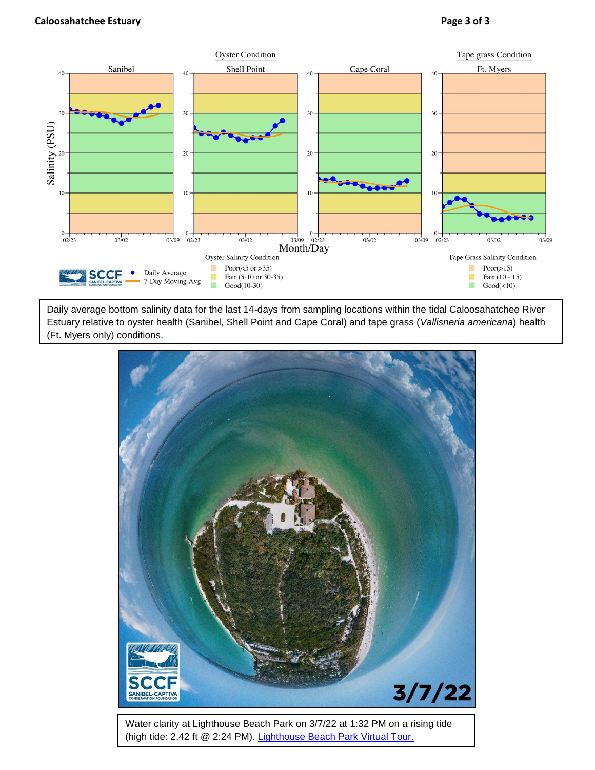Oyster Condition

Sanibel

Shell Point

Cape Coral

Tape grass Condition

Ft. Myers

Salinity (PSU)

40

30

20

10

0

02/23

03/02

03/09

Month/Day

Oyster Salinity Condition

Poor(<5 or >35)

Fair (5-10 or 30-35)

Good(10-30)

Tape Grass Salinity Condition

Poor(>15)

Fair (10 - 15)

Good(<10)

SCCF SANIBEL-CAPTIVA CONSERVATION FOUNDATION

Daily Average

7-Day Moving Avg

Daily average bottom salinity data for the last 14-days from sampling locations within the tidal Caloosahatchee River Estuary relative to oyster health (Sanibel, Shell Point and Cape Coral) and tape grass (*Vallisneria americana*) health (Ft. Myers only) conditions.

SCCF SANIBEL-CAPTIVA CONSERVATION FOUNDATION

3/7/22

Water clarity at Lighthouse Beach Park on 3/7/22 at 1:32 PM on a rising tide (high tide: 2.42 ft @ 2:24 PM). [Lighthouse Beach Park Virtual Tour.]